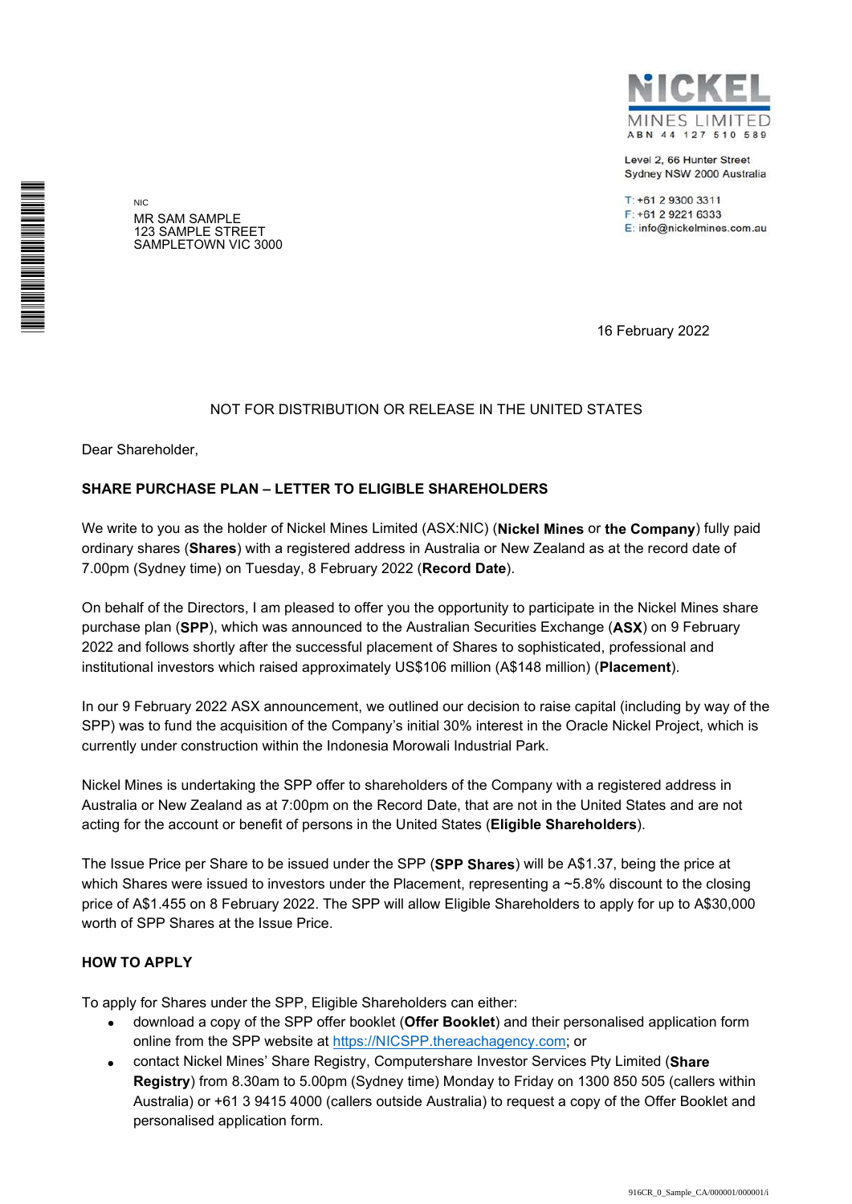NICKEL MINES LIMITED
ABN 44 127 510 589

Level 2, 66 Hunter Street
Sydney NSW 2000 Australia

T: +61 2 9300 3311
F: +61 2 9221 6333
E: info@nickelmines.com.au

NIC
MR SAM SAMPLE
123 SAMPLE STREET
SAMPLETOWN VIC 3000

16 February 2022

NOT FOR DISTRIBUTION OR RELEASE IN THE UNITED STATES

Dear Shareholder,

**SHARE PURCHASE PLAN – LETTER TO ELIGIBLE SHAREHOLDERS**

We write to you as the holder of Nickel Mines Limited (ASX:NIC) (**Nickel Mines** or **the Company**) fully paid ordinary shares (**Shares**) with a registered address in Australia or New Zealand as at the record date of 7.00pm (Sydney time) on Tuesday, 8 February 2022 (**Record Date**).

On behalf of the Directors, I am pleased to offer you the opportunity to participate in the Nickel Mines share purchase plan (**SPP**), which was announced to the Australian Securities Exchange (**ASX**) on 9 February 2022 and follows shortly after the successful placement of Shares to sophisticated, professional and institutional investors which raised approximately US$106 million (A$148 million) (**Placement**).

In our 9 February 2022 ASX announcement, we outlined our decision to raise capital (including by way of the SPP) was to fund the acquisition of the Company's initial 30% interest in the Oracle Nickel Project, which is currently under construction within the Indonesia Morowali Industrial Park.

Nickel Mines is undertaking the SPP offer to shareholders of the Company with a registered address in Australia or New Zealand as at 7:00pm on the Record Date, that are not in the United States and are not acting for the account or benefit of persons in the United States (**Eligible Shareholders**).

The Issue Price per Share to be issued under the SPP (**SPP Shares**) will be A$1.37, being the price at which Shares were issued to investors under the Placement, representing a ~5.8% discount to the closing price of A$1.455 on 8 February 2022. The SPP will allow Eligible Shareholders to apply for up to A$30,000 worth of SPP Shares at the Issue Price.

**HOW TO APPLY**

To apply for Shares under the SPP, Eligible Shareholders can either:

- download a copy of the SPP offer booklet (**Offer Booklet**) and their personalised application form online from the SPP website at https://NICSPP.thereachagency.com; or
- contact Nickel Mines' Share Registry, Computershare Investor Services Pty Limited (**Share Registry**) from 8.30am to 5.00pm (Sydney time) Monday to Friday on 1300 850 505 (callers within Australia) or +61 3 9415 4000 (callers outside Australia) to request a copy of the Offer Booklet and personalised application form.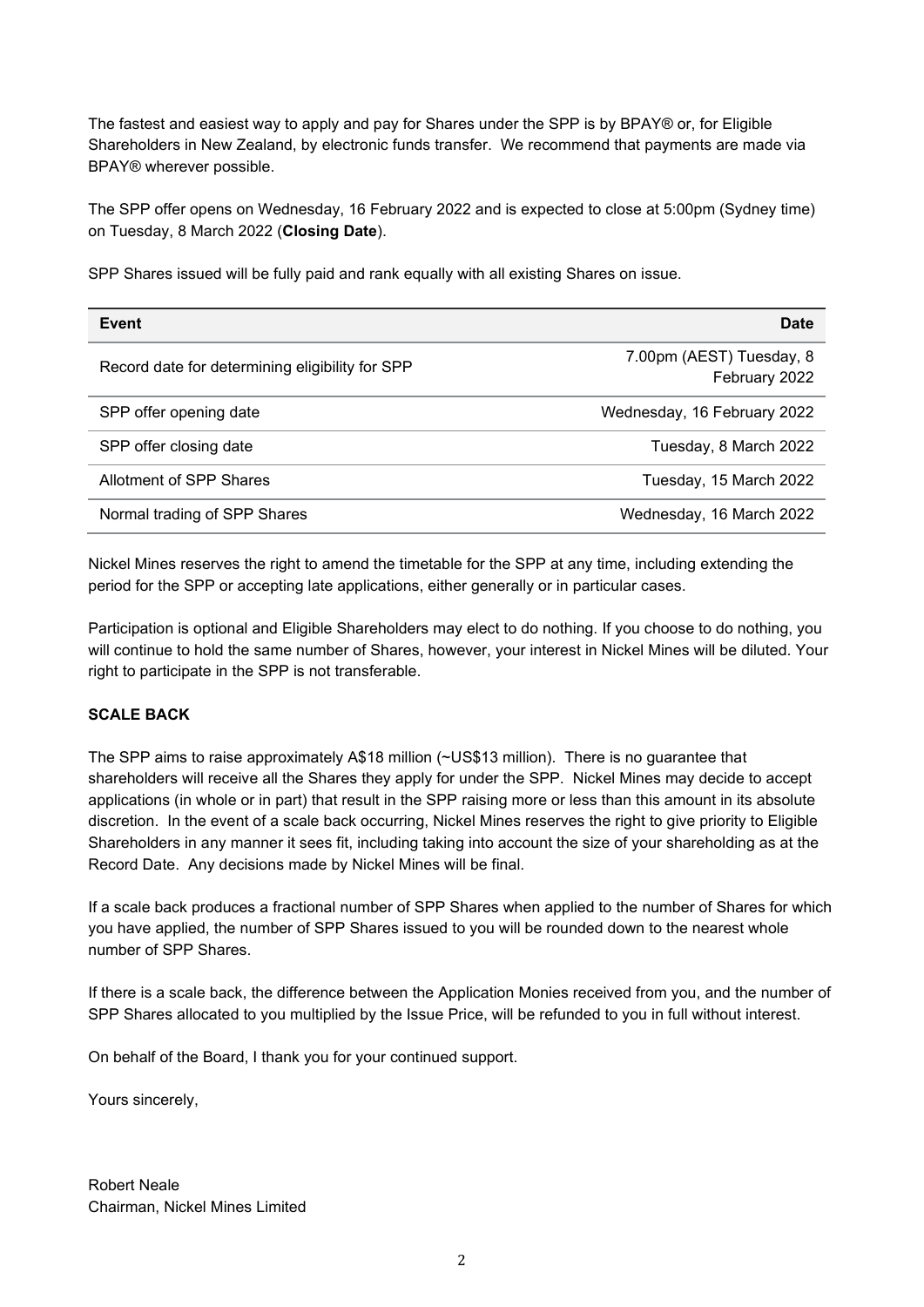The fastest and easiest way to apply and pay for Shares under the SPP is by BPAY® or, for Eligible Shareholders in New Zealand, by electronic funds transfer. We recommend that payments are made via BPAY® wherever possible.

The SPP offer opens on Wednesday, 16 February 2022 and is expected to close at 5:00pm (Sydney time) on Tuesday, 8 March 2022 (**Closing Date**).

SPP Shares issued will be fully paid and rank equally with all existing Shares on issue.

| Event | Date |
|---|---|
| Record date for determining eligibility for SPP | 7.00pm (AEST) Tuesday, 8 February 2022 |
| SPP offer opening date | Wednesday, 16 February 2022 |
| SPP offer closing date | Tuesday, 8 March 2022 |
| Allotment of SPP Shares | Tuesday, 15 March 2022 |
| Normal trading of SPP Shares | Wednesday, 16 March 2022 |

Nickel Mines reserves the right to amend the timetable for the SPP at any time, including extending the period for the SPP or accepting late applications, either generally or in particular cases.

Participation is optional and Eligible Shareholders may elect to do nothing. If you choose to do nothing, you will continue to hold the same number of Shares, however, your interest in Nickel Mines will be diluted. Your right to participate in the SPP is not transferable.

**SCALE BACK**

The SPP aims to raise approximately A$18 million (~US$13 million). There is no guarantee that shareholders will receive all the Shares they apply for under the SPP. Nickel Mines may decide to accept applications (in whole or in part) that result in the SPP raising more or less than this amount in its absolute discretion. In the event of a scale back occurring, Nickel Mines reserves the right to give priority to Eligible Shareholders in any manner it sees fit, including taking into account the size of your shareholding as at the Record Date. Any decisions made by Nickel Mines will be final.

If a scale back produces a fractional number of SPP Shares when applied to the number of Shares for which you have applied, the number of SPP Shares issued to you will be rounded down to the nearest whole number of SPP Shares.

If there is a scale back, the difference between the Application Monies received from you, and the number of SPP Shares allocated to you multiplied by the Issue Price, will be refunded to you in full without interest.

On behalf of the Board, I thank you for your continued support.

Yours sincerely,

Robert Neale
Chairman, Nickel Mines Limited